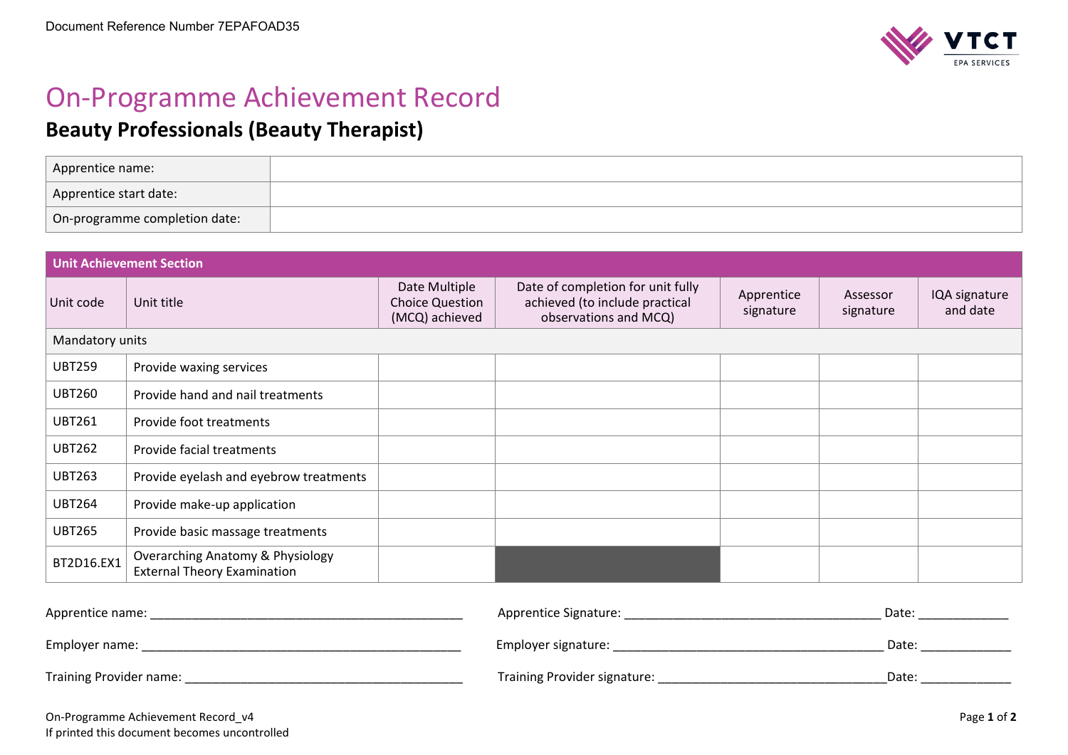Document Reference Number 7EPAFOAD35

# On-Programme Achievement Record

## Beauty Professionals (Beauty Therapist)

| Apprentice name: | |
|---|---|
| Apprentice start date: | |
| On-programme completion date: | |

| Unit Achievement Section | | | | | | |
|---|---|---|---|---|---|---|
| Unit code | Unit title | Date Multiple Choice Question (MCQ) achieved | Date of completion for unit fully achieved (to include practical observations and MCQ) | Apprentice signature | Assessor signature | IQA signature and date |
| Mandatory units | | | | | | |
| UBT259 | Provide waxing services | | | | | |
| UBT260 | Provide hand and nail treatments | | | | | |
| UBT261 | Provide foot treatments | | | | | |
| UBT262 | Provide facial treatments | | | | | |
| UBT263 | Provide eyelash and eyebrow treatments | | | | | |
| UBT264 | Provide make-up application | | | | | |
| UBT265 | Provide basic massage treatments | | | | | |
| BT2D16.EX1 | Overarching Anatomy & Physiology External Theory Examination | | | | | |

Apprentice name: ____________________________________________ Apprentice Signature: ____________________________________ Date: _____________

Employer name: _______________________________________________ Employer signature: ________________________________________ Date: _____________

Training Provider name: _______________________________________ Training Provider signature: _________________________________Date: _____________

On-Programme Achievement Record_v4

If printed this document becomes uncontrolled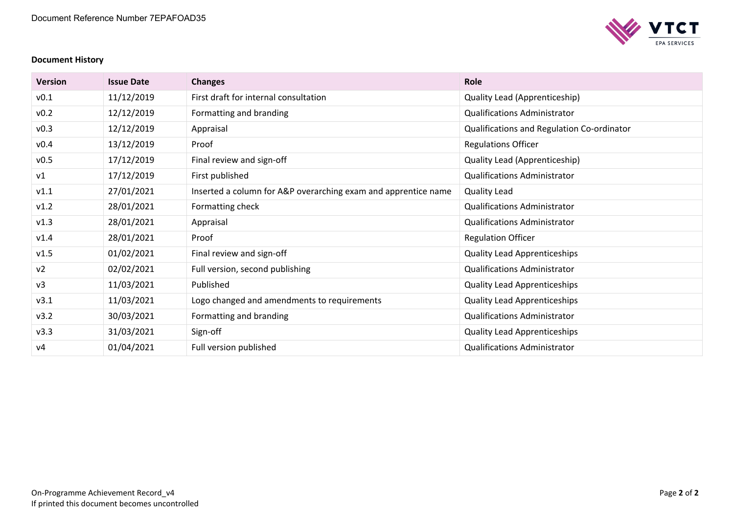**Document History**

| Version | Issue Date | Changes | Role |
| --- | --- | --- | --- |
| v0.1 | 11/12/2019 | First draft for internal consultation | Quality Lead (Apprenticeship) |
| v0.2 | 12/12/2019 | Formatting and branding | Qualifications Administrator |
| v0.3 | 12/12/2019 | Appraisal | Qualifications and Regulation Co-ordinator |
| v0.4 | 13/12/2019 | Proof | Regulations Officer |
| v0.5 | 17/12/2019 | Final review and sign-off | Quality Lead (Apprenticeship) |
| v1 | 17/12/2019 | First published | Qualifications Administrator |
| v1.1 | 27/01/2021 | Inserted a column for A&P overarching exam and apprentice name | Quality Lead |
| v1.2 | 28/01/2021 | Formatting check | Qualifications Administrator |
| v1.3 | 28/01/2021 | Appraisal | Qualifications Administrator |
| v1.4 | 28/01/2021 | Proof | Regulation Officer |
| v1.5 | 01/02/2021 | Final review and sign-off | Quality Lead Apprenticeships |
| v2 | 02/02/2021 | Full version, second publishing | Qualifications Administrator |
| v3 | 11/03/2021 | Published | Quality Lead Apprenticeships |
| v3.1 | 11/03/2021 | Logo changed and amendments to requirements | Quality Lead Apprenticeships |
| v3.2 | 30/03/2021 | Formatting and branding | Qualifications Administrator |
| v3.3 | 31/03/2021 | Sign-off | Quality Lead Apprenticeships |
| v4 | 01/04/2021 | Full version published | Qualifications Administrator |